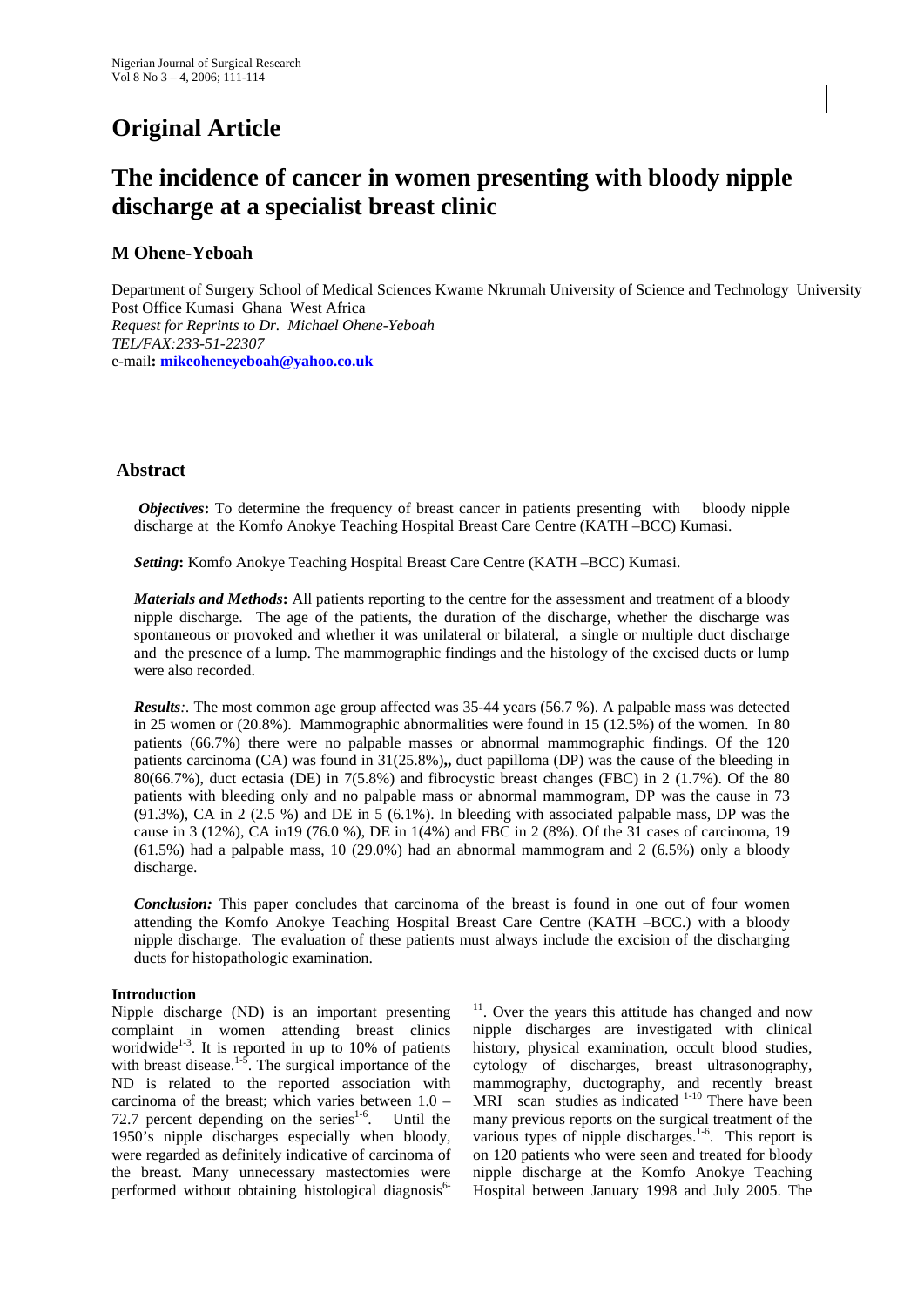# Original Article

# The incidence of cancer in women presenting with bloody nipple discharge at a specialist breast clinic

## M Ohene-Yeboah

Department of Surgery School of Medical Sciences Kwame Nkrumah University of Science and Technology University Post Office Kumasi Ghana West Africa
*Request for Reprints to Dr. Michael Ohene-Yeboah*
*TEL/FAX:233-51-22307*
e-mail**: mikeoheneyeboah@yahoo.co.uk**

## Abstract

***Objectives*:** To determine the frequency of breast cancer in patients presenting with bloody nipple discharge at the Komfo Anokye Teaching Hospital Breast Care Centre (KATH –BCC) Kumasi.

***Setting*:** Komfo Anokye Teaching Hospital Breast Care Centre (KATH –BCC) Kumasi.

***Materials and Methods*:** All patients reporting to the centre for the assessment and treatment of a bloody nipple discharge. The age of the patients, the duration of the discharge, whether the discharge was spontaneous or provoked and whether it was unilateral or bilateral, a single or multiple duct discharge and the presence of a lump. The mammographic findings and the histology of the excised ducts or lump were also recorded.

***Results*:**. The most common age group affected was 35-44 years (56.7 %). A palpable mass was detected in 25 women or (20.8%). Mammographic abnormalities were found in 15 (12.5%) of the women. In 80 patients (66.7%) there were no palpable masses or abnormal mammographic findings. Of the 120 patients carcinoma (CA) was found in 31(25.8%)**,,** duct papilloma (DP) was the cause of the bleeding in 80(66.7%), duct ectasia (DE) in 7(5.8%) and fibrocystic breast changes (FBC) in 2 (1.7%). Of the 80 patients with bleeding only and no palpable mass or abnormal mammogram, DP was the cause in 73 (91.3%), CA in 2 (2.5 %) and DE in 5 (6.1%). In bleeding with associated palpable mass, DP was the cause in 3 (12%), CA in19 (76.0 %), DE in 1(4%) and FBC in 2 (8%). Of the 31 cases of carcinoma, 19 (61.5%) had a palpable mass, 10 (29.0%) had an abnormal mammogram and 2 (6.5%) only a bloody discharge.

***Conclusion:*** This paper concludes that carcinoma of the breast is found in one out of four women attending the Komfo Anokye Teaching Hospital Breast Care Centre (KATH –BCC.) with a bloody nipple discharge. The evaluation of these patients must always include the excision of the discharging ducts for histopathologic examination.

**Introduction**

Nipple discharge (ND) is an important presenting complaint in women attending breast clinics woridwide[1-3]. It is reported in up to 10% of patients with breast disease.[1-5]. The surgical importance of the ND is related to the reported association with carcinoma of the breast; which varies between 1.0 – 72.7 percent depending on the series[1-6]. Until the 1950's nipple discharges especially when bloody, were regarded as definitely indicative of carcinoma of the breast. Many unnecessary mastectomies were performed without obtaining histological diagnosis[6-11]. Over the years this attitude has changed and now nipple discharges are investigated with clinical history, physical examination, occult blood studies, cytology of discharges, breast ultrasonography, mammography, ductography, and recently breast MRI scan studies as indicated [1-10] There have been many previous reports on the surgical treatment of the various types of nipple discharges.[1-6]. This report is on 120 patients who were seen and treated for bloody nipple discharge at the Komfo Anokye Teaching Hospital between January 1998 and July 2005. The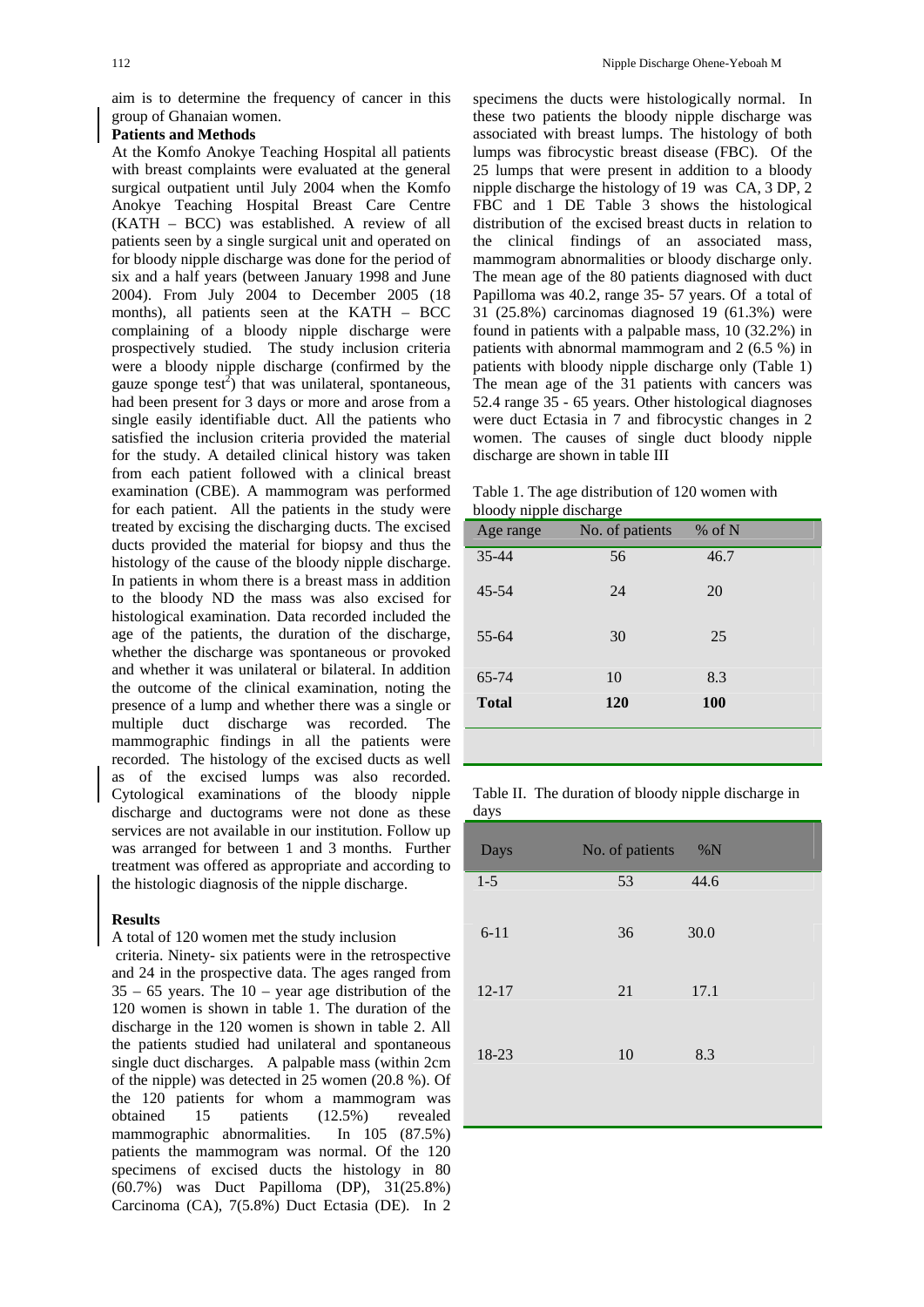aim is to determine the frequency of cancer in this group of Ghanaian women.

**Patients and Methods**

At the Komfo Anokye Teaching Hospital all patients with breast complaints were evaluated at the general surgical outpatient until July 2004 when the Komfo Anokye Teaching Hospital Breast Care Centre (KATH – BCC) was established. A review of all patients seen by a single surgical unit and operated on for bloody nipple discharge was done for the period of six and a half years (between January 1998 and June 2004). From July 2004 to December 2005 (18 months), all patients seen at the KATH – BCC complaining of a bloody nipple discharge were prospectively studied. The study inclusion criteria were a bloody nipple discharge (confirmed by the gauze sponge test[2]) that was unilateral, spontaneous, had been present for 3 days or more and arose from a single easily identifiable duct. All the patients who satisfied the inclusion criteria provided the material for the study. A detailed clinical history was taken from each patient followed with a clinical breast examination (CBE). A mammogram was performed for each patient. All the patients in the study were treated by excising the discharging ducts. The excised ducts provided the material for biopsy and thus the histology of the cause of the bloody nipple discharge. In patients in whom there is a breast mass in addition to the bloody ND the mass was also excised for histological examination. Data recorded included the age of the patients, the duration of the discharge, whether the discharge was spontaneous or provoked and whether it was unilateral or bilateral. In addition the outcome of the clinical examination, noting the presence of a lump and whether there was a single or multiple duct discharge was recorded. The mammographic findings in all the patients were recorded. The histology of the excised ducts as well as of the excised lumps was also recorded. Cytological examinations of the bloody nipple discharge and ductograms were not done as these services are not available in our institution. Follow up was arranged for between 1 and 3 months. Further treatment was offered as appropriate and according to the histologic diagnosis of the nipple discharge.

**Results**

A total of 120 women met the study inclusion criteria. Ninety- six patients were in the retrospective and 24 in the prospective data. The ages ranged from 35 – 65 years. The 10 – year age distribution of the 120 women is shown in table 1. The duration of the discharge in the 120 women is shown in table 2. All the patients studied had unilateral and spontaneous single duct discharges. A palpable mass (within 2cm of the nipple) was detected in 25 women (20.8 %). Of the 120 patients for whom a mammogram was obtained 15 patients (12.5%) revealed mammographic abnormalities. In 105 (87.5%) patients the mammogram was normal. Of the 120 specimens of excised ducts the histology in 80 (60.7%) was Duct Papilloma (DP), 31(25.8%) Carcinoma (CA), 7(5.8%) Duct Ectasia (DE). In 2 specimens the ducts were histologically normal. In these two patients the bloody nipple discharge was associated with breast lumps. The histology of both lumps was fibrocystic breast disease (FBC). Of the 25 lumps that were present in addition to a bloody nipple discharge the histology of 19 was CA, 3 DP, 2 FBC and 1 DE Table 3 shows the histological distribution of the excised breast ducts in relation to the clinical findings of an associated mass, mammogram abnormalities or bloody discharge only. The mean age of the 80 patients diagnosed with duct Papilloma was 40.2, range 35- 57 years. Of a total of 31 (25.8%) carcinomas diagnosed 19 (61.3%) were found in patients with a palpable mass, 10 (32.2%) in patients with abnormal mammogram and 2 (6.5 %) in patients with bloody nipple discharge only (Table 1) The mean age of the 31 patients with cancers was 52.4 range 35 - 65 years. Other histological diagnoses were duct Ectasia in 7 and fibrocystic changes in 2 women. The causes of single duct bloody nipple discharge are shown in table III

Table 1. The age distribution of 120 women with bloody nipple discharge

| Age range | No. of patients | % of N |
|---|---|---|
| 35-44 | 56 | 46.7 |
| 45-54 | 24 | 20 |
| 55-64 | 30 | 25 |
| 65-74 | 10 | 8.3 |
| **Total** | **120** | **100** |

Table II. The duration of bloody nipple discharge in days

| Days | No. of patients | %N |
|---|---|---|
| 1-5 | 53 | 44.6 |
| 6-11 | 36 | 30.0 |
| 12-17 | 21 | 17.1 |
| 18-23 | 10 | 8.3 |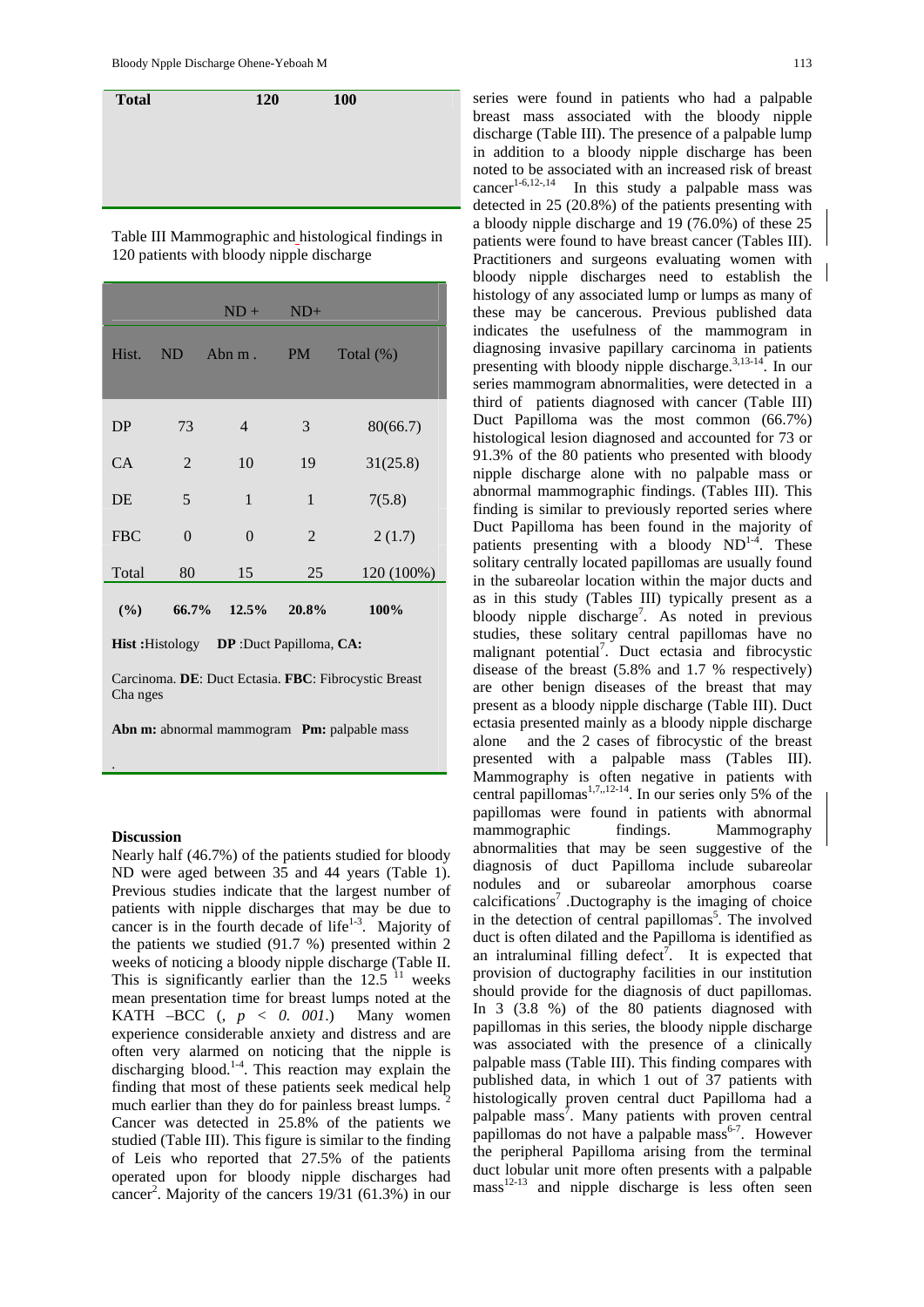| Total | 120 | 100 |
|---|---|---|

Table III Mammographic and histological findings in 120 patients with bloody nipple discharge

| | | ND + | ND+ | |
|---|---|---|---|---|
| Hist. | ND | Abn m . | PM | Total (%) |
| DP | 73 | 4 | 3 | 80(66.7) |
| CA | 2 | 10 | 19 | 31(25.8) |
| DE | 5 | 1 | 1 | 7(5.8) |
| FBC | 0 | 0 | 2 | 2 (1.7) |
| Total | 80 | 15 | 25 | 120 (100%) |
| **(%)** | **66.7%** | **12.5%** | **20.8%** | **100%** |

**Hist :**Histology **DP** :Duct Papilloma, **CA:** Carcinoma. **DE**: Duct Ectasia. **FBC**: Fibrocystic Breast Cha nges

**Abn m:** abnormal mammogram **Pm:** palpable mass

## Discussion

Nearly half (46.7%) of the patients studied for bloody ND were aged between 35 and 44 years (Table 1). Previous studies indicate that the largest number of patients with nipple discharges that may be due to cancer is in the fourth decade of life[1-3]. Majority of the patients we studied (91.7 %) presented within 2 weeks of noticing a bloody nipple discharge (Table II. This is significantly earlier than the 12.5 [11] weeks mean presentation time for breast lumps noted at the KATH –BCC (, $p < 0.001$.) Many women experience considerable anxiety and distress and are often very alarmed on noticing that the nipple is discharging blood.[1-4]. This reaction may explain the finding that most of these patients seek medical help much earlier than they do for painless breast lumps. [2] Cancer was detected in 25.8% of the patients we studied (Table III). This figure is similar to the finding of Leis who reported that 27.5% of the patients operated upon for bloody nipple discharges had cancer[2]. Majority of the cancers 19/31 (61.3%) in our series were found in patients who had a palpable breast mass associated with the bloody nipple discharge (Table III). The presence of a palpable lump in addition to a bloody nipple discharge has been noted to be associated with an increased risk of breast cancer[1-6,12-,14] In this study a palpable mass was detected in 25 (20.8%) of the patients presenting with a bloody nipple discharge and 19 (76.0%) of these 25 patients were found to have breast cancer (Tables III). Practitioners and surgeons evaluating women with bloody nipple discharges need to establish the histology of any associated lump or lumps as many of these may be cancerous. Previous published data indicates the usefulness of the mammogram in diagnosing invasive papillary carcinoma in patients presenting with bloody nipple discharge.[3,13-14]. In our series mammogram abnormalities, were detected in a third of patients diagnosed with cancer (Table III) Duct Papilloma was the most common (66.7%) histological lesion diagnosed and accounted for 73 or 91.3% of the 80 patients who presented with bloody nipple discharge alone with no palpable mass or abnormal mammographic findings. (Tables III). This finding is similar to previously reported series where Duct Papilloma has been found in the majority of patients presenting with a bloody ND[1-4]. These solitary centrally located papillomas are usually found in the subareolar location within the major ducts and as in this study (Tables III) typically present as a bloody nipple discharge[7]. As noted in previous studies, these solitary central papillomas have no malignant potential[7]. Duct ectasia and fibrocystic disease of the breast (5.8% and 1.7 % respectively) are other benign diseases of the breast that may present as a bloody nipple discharge (Table III). Duct ectasia presented mainly as a bloody nipple discharge alone and the 2 cases of fibrocystic of the breast presented with a palpable mass (Tables III). Mammography is often negative in patients with central papillomas[1,7,,12-14]. In our series only 5% of the papillomas were found in patients with abnormal mammographic findings. Mammography abnormalities that may be seen suggestive of the diagnosis of duct Papilloma include subareolar nodules and or subareolar amorphous coarse calcifications[7] .Ductography is the imaging of choice in the detection of central papillomas[5]. The involved duct is often dilated and the Papilloma is identified as an intraluminal filling defect[7]. It is expected that provision of ductography facilities in our institution should provide for the diagnosis of duct papillomas. In 3 (3.8 %) of the 80 patients diagnosed with papillomas in this series, the bloody nipple discharge was associated with the presence of a clinically palpable mass (Table III). This finding compares with published data, in which 1 out of 37 patients with histologically proven central duct Papilloma had a palpable mass[7]. Many patients with proven central papillomas do not have a palpable mass[6-7]. However the peripheral Papilloma arising from the terminal duct lobular unit more often presents with a palpable mass[12-13] and nipple discharge is less often seen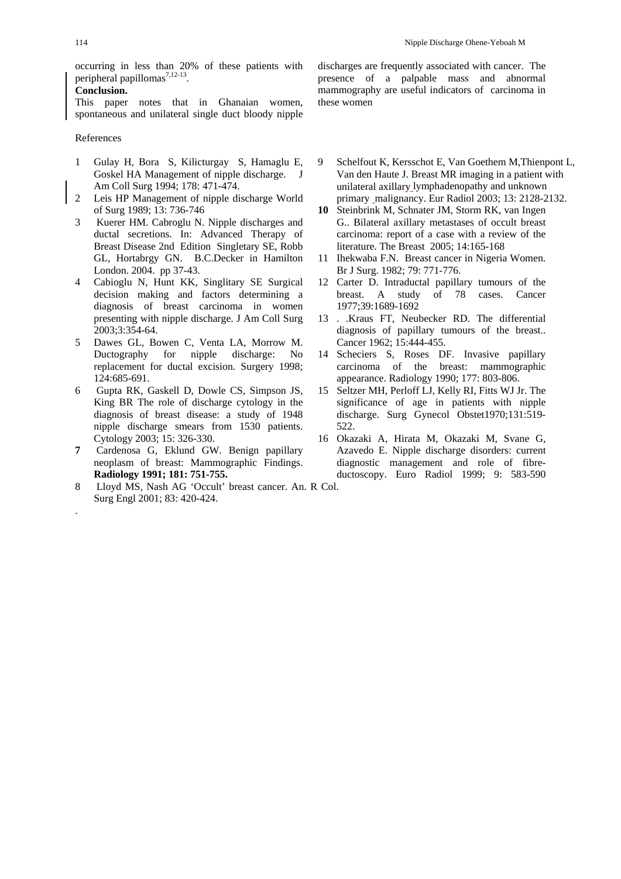occurring in less than 20% of these patients with peripheral papillomas[7,12-13].

**Conclusion.**

This paper notes that in Ghanaian women, spontaneous and unilateral single duct bloody nipple discharges are frequently associated with cancer. The presence of a palpable mass and abnormal mammography are useful indicators of carcinoma in these women

References

1 Gulay H, Bora S, Kilicturgay S, Hamaglu E, Goskel HA Management of nipple discharge. J Am Coll Surg 1994; 178: 471-474.
2 Leis HP Management of nipple discharge World of Surg 1989; 13: 736-746
3 Kuerer HM. Cabroglu N. Nipple discharges and ductal secretions. In: Advanced Therapy of Breast Disease 2nd Edition Singletary SE, Robb GL, Hortabrgy GN. B.C.Decker in Hamilton London. 2004. pp 37-43.
4 Cabioglu N, Hunt KK, Singlitary SE Surgical decision making and factors determining a diagnosis of breast carcinoma in women presenting with nipple discharge. J Am Coll Surg 2003;3:354-64.
5 Dawes GL, Bowen C, Venta LA, Morrow M. Ductography for nipple discharge: No replacement for ductal excision. Surgery 1998; 124:685-691.
6 Gupta RK, Gaskell D, Dowle CS, Simpson JS, King BR The role of discharge cytology in the diagnosis of breast disease: a study of 1948 nipple discharge smears from 1530 patients. Cytology 2003; 15: 326-330.
**7** Cardenosa G, Eklund GW. Benign papillary neoplasm of breast: Mammographic Findings. **Radiology 1991; 181: 751-755.**
8 Lloyd MS, Nash AG 'Occult' breast cancer. An. R Col. Surg Engl 2001; 83: 420-424.
9 Schelfout K, Kersschot E, Van Goethem M,Thienpont L, Van den Haute J. Breast MR imaging in a patient with unilateral axillary lymphadenopathy and unknown primary malignancy. Eur Radiol 2003; 13: 2128-2132.
**10** Steinbrink M, Schnater JM, Storm RK, van Ingen G.. Bilateral axillary metastases of occult breast carcinoma: report of a case with a review of the literature. The Breast 2005; 14:165-168
11 Ihekwaba F.N. Breast cancer in Nigeria Women. Br J Surg. 1982; 79: 771-776.
12 Carter D. Intraductal papillary tumours of the breast. A study of 78 cases. Cancer 1977;39:1689-1692
13 . .Kraus FT, Neubecker RD. The differential diagnosis of papillary tumours of the breast.. Cancer 1962; 15:444-455.
14 Scheciers S, Roses DF. Invasive papillary carcinoma of the breast: mammographic appearance. Radiology 1990; 177: 803-806.
15 Seltzer MH, Perloff LJ, Kelly RI, Fitts WJ Jr. The significance of age in patients with nipple discharge. Surg Gynecol Obstet1970;131:519-522.
16 Okazaki A, Hirata M, Okazaki M, Svane G, Azavedo E. Nipple discharge disorders: current diagnostic management and role of fibre-ductoscopy. Euro Radiol 1999; 9: 583-590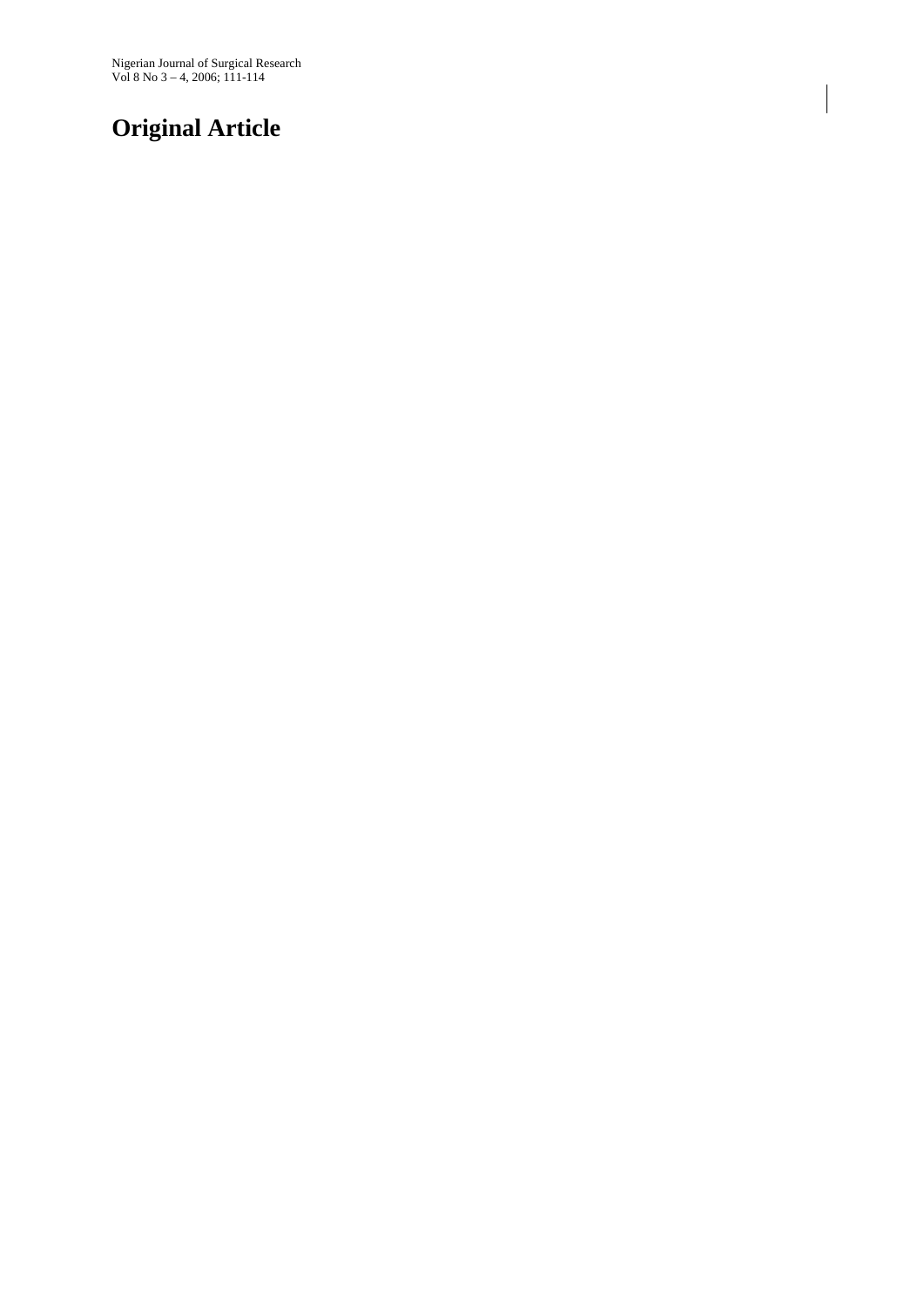# Original Article